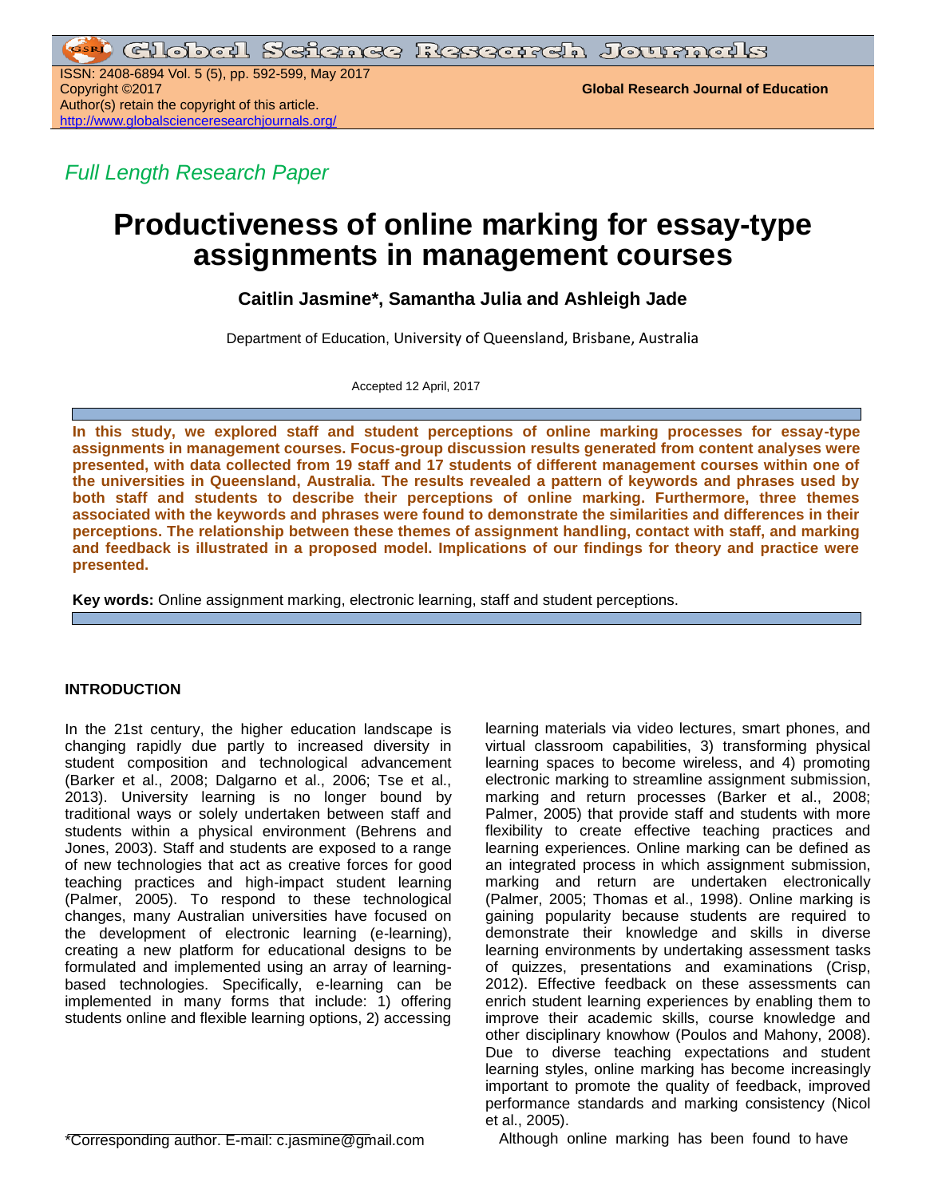*Full Length Research Paper*

# Productiveness of online marking for essay-type assignments in management courses

**Caitlin Jasmine\*, Samantha Julia and Ashleigh Jade**

Department of Education, University of Queensland, Brisbane, Australia

Accepted 12 April, 2017

**In this study, we explored staff and student perceptions of online marking processes for essay-type assignments in management courses. Focus-group discussion results generated from content analyses were presented, with data collected from 19 staff and 17 students of different management courses within one of the universities in Queensland, Australia. The results revealed a pattern of keywords and phrases used by both staff and students to describe their perceptions of online marking. Furthermore, three themes associated with the keywords and phrases were found to demonstrate the similarities and differences in their perceptions. The relationship between these themes of assignment handling, contact with staff, and marking and feedback is illustrated in a proposed model. Implications of our findings for theory and practice were presented.**

**Key words:** Online assignment marking, electronic learning, staff and student perceptions.

## INTRODUCTION

In the 21st century, the higher education landscape is changing rapidly due partly to increased diversity in student composition and technological advancement (Barker et al., 2008; Dalgarno et al., 2006; Tse et al., 2013). University learning is no longer bound by traditional ways or solely undertaken between staff and students within a physical environment (Behrens and Jones, 2003). Staff and students are exposed to a range of new technologies that act as creative forces for good teaching practices and high-impact student learning (Palmer, 2005). To respond to these technological changes, many Australian universities have focused on the development of electronic learning (e-learning), creating a new platform for educational designs to be formulated and implemented using an array of learning-based technologies. Specifically, e-learning can be implemented in many forms that include: 1) offering students online and flexible learning options, 2) accessing learning materials via video lectures, smart phones, and virtual classroom capabilities, 3) transforming physical learning spaces to become wireless, and 4) promoting electronic marking to streamline assignment submission, marking and return processes (Barker et al., 2008; Palmer, 2005) that provide staff and students with more flexibility to create effective teaching practices and learning experiences. Online marking can be defined as an integrated process in which assignment submission, marking and return are undertaken electronically (Palmer, 2005; Thomas et al., 1998). Online marking is gaining popularity because students are required to demonstrate their knowledge and skills in diverse learning environments by undertaking assessment tasks of quizzes, presentations and examinations (Crisp, 2012). Effective feedback on these assessments can enrich student learning experiences by enabling them to improve their academic skills, course knowledge and other disciplinary knowhow (Poulos and Mahony, 2008). Due to diverse teaching expectations and student learning styles, online marking has become increasingly important to promote the quality of feedback, improved performance standards and marking consistency (Nicol et al., 2005).

Although online marking has been found to have

*Corresponding author. E-mail: c.jasmine@gmail.com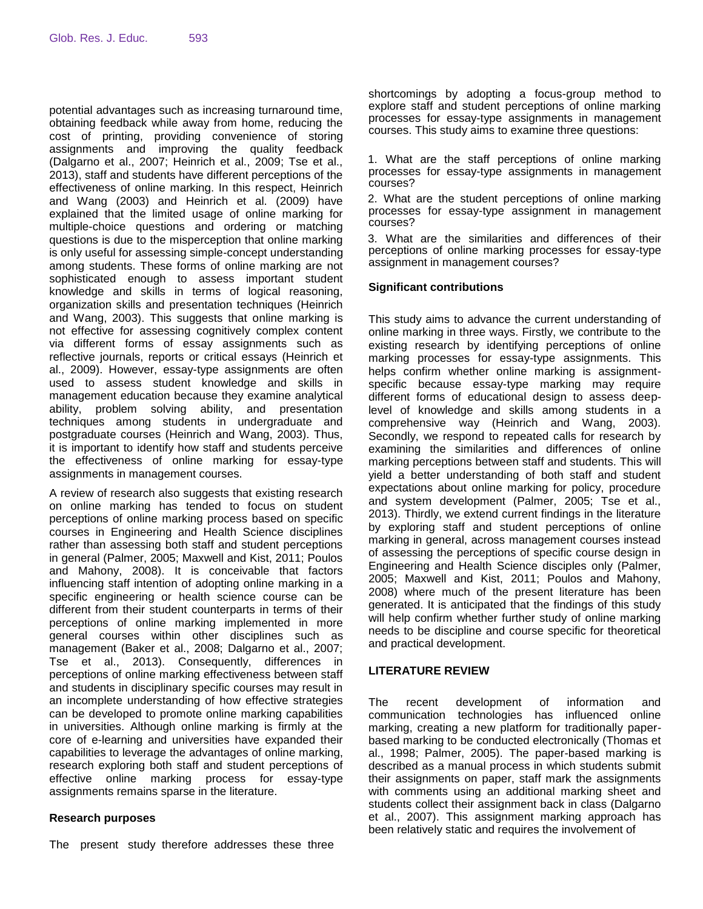potential advantages such as increasing turnaround time, obtaining feedback while away from home, reducing the cost of printing, providing convenience of storing assignments and improving the quality feedback (Dalgarno et al., 2007; Heinrich et al., 2009; Tse et al., 2013), staff and students have different perceptions of the effectiveness of online marking. In this respect, Heinrich and Wang (2003) and Heinrich et al. (2009) have explained that the limited usage of online marking for multiple-choice questions and ordering or matching questions is due to the misperception that online marking is only useful for assessing simple-concept understanding among students. These forms of online marking are not sophisticated enough to assess important student knowledge and skills in terms of logical reasoning, organization skills and presentation techniques (Heinrich and Wang, 2003). This suggests that online marking is not effective for assessing cognitively complex content via different forms of essay assignments such as reflective journals, reports or critical essays (Heinrich et al., 2009). However, essay-type assignments are often used to assess student knowledge and skills in management education because they examine analytical ability, problem solving ability, and presentation techniques among students in undergraduate and postgraduate courses (Heinrich and Wang, 2003). Thus, it is important to identify how staff and students perceive the effectiveness of online marking for essay-type assignments in management courses.

A review of research also suggests that existing research on online marking has tended to focus on student perceptions of online marking process based on specific courses in Engineering and Health Science disciplines rather than assessing both staff and student perceptions in general (Palmer, 2005; Maxwell and Kist, 2011; Poulos and Mahony, 2008). It is conceivable that factors influencing staff intention of adopting online marking in a specific engineering or health science course can be different from their student counterparts in terms of their perceptions of online marking implemented in more general courses within other disciplines such as management (Baker et al., 2008; Dalgarno et al., 2007; Tse et al., 2013). Consequently, differences in perceptions of online marking effectiveness between staff and students in disciplinary specific courses may result in an incomplete understanding of how effective strategies can be developed to promote online marking capabilities in universities. Although online marking is firmly at the core of e-learning and universities have expanded their capabilities to leverage the advantages of online marking, research exploring both staff and student perceptions of effective online marking process for essay-type assignments remains sparse in the literature.

## Research purposes

The present study therefore addresses these three shortcomings by adopting a focus-group method to explore staff and student perceptions of online marking processes for essay-type assignments in management courses. This study aims to examine three questions:

1. What are the staff perceptions of online marking processes for essay-type assignments in management courses?
2. What are the student perceptions of online marking processes for essay-type assignment in management courses?
3. What are the similarities and differences of their perceptions of online marking processes for essay-type assignment in management courses?

## Significant contributions

This study aims to advance the current understanding of online marking in three ways. Firstly, we contribute to the existing research by identifying perceptions of online marking processes for essay-type assignments. This helps confirm whether online marking is assignment-specific because essay-type marking may require different forms of educational design to assess deep-level of knowledge and skills among students in a comprehensive way (Heinrich and Wang, 2003). Secondly, we respond to repeated calls for research by examining the similarities and differences of online marking perceptions between staff and students. This will yield a better understanding of both staff and student expectations about online marking for policy, procedure and system development (Palmer, 2005; Tse et al., 2013). Thirdly, we extend current findings in the literature by exploring staff and student perceptions of online marking in general, across management courses instead of assessing the perceptions of specific course design in Engineering and Health Science disciples only (Palmer, 2005; Maxwell and Kist, 2011; Poulos and Mahony, 2008) where much of the present literature has been generated. It is anticipated that the findings of this study will help confirm whether further study of online marking needs to be discipline and course specific for theoretical and practical development.

## LITERATURE REVIEW

The recent development of information and communication technologies has influenced online marking, creating a new platform for traditionally paper-based marking to be conducted electronically (Thomas et al., 1998; Palmer, 2005). The paper-based marking is described as a manual process in which students submit their assignments on paper, staff mark the assignments with comments using an additional marking sheet and students collect their assignment back in class (Dalgarno et al., 2007). This assignment marking approach has been relatively static and requires the involvement of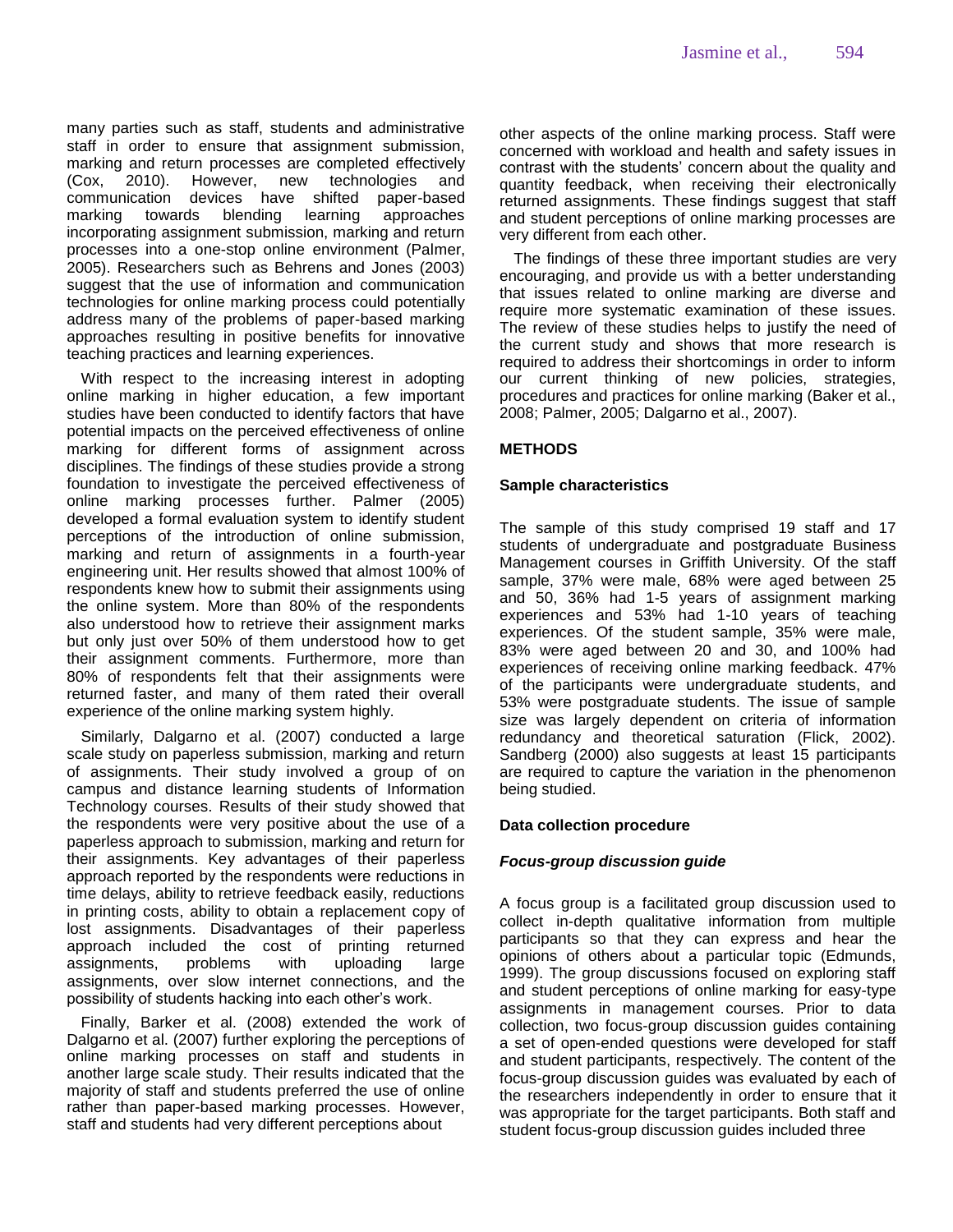many parties such as staff, students and administrative staff in order to ensure that assignment submission, marking and return processes are completed effectively (Cox, 2010). However, new technologies and communication devices have shifted paper-based marking towards blending learning approaches incorporating assignment submission, marking and return processes into a one-stop online environment (Palmer, 2005). Researchers such as Behrens and Jones (2003) suggest that the use of information and communication technologies for online marking process could potentially address many of the problems of paper-based marking approaches resulting in positive benefits for innovative teaching practices and learning experiences.

With respect to the increasing interest in adopting online marking in higher education, a few important studies have been conducted to identify factors that have potential impacts on the perceived effectiveness of online marking for different forms of assignment across disciplines. The findings of these studies provide a strong foundation to investigate the perceived effectiveness of online marking processes further. Palmer (2005) developed a formal evaluation system to identify student perceptions of the introduction of online submission, marking and return of assignments in a fourth-year engineering unit. Her results showed that almost 100% of respondents knew how to submit their assignments using the online system. More than 80% of the respondents also understood how to retrieve their assignment marks but only just over 50% of them understood how to get their assignment comments. Furthermore, more than 80% of respondents felt that their assignments were returned faster, and many of them rated their overall experience of the online marking system highly.

Similarly, Dalgarno et al. (2007) conducted a large scale study on paperless submission, marking and return of assignments. Their study involved a group of on campus and distance learning students of Information Technology courses. Results of their study showed that the respondents were very positive about the use of a paperless approach to submission, marking and return for their assignments. Key advantages of their paperless approach reported by the respondents were reductions in time delays, ability to retrieve feedback easily, reductions in printing costs, ability to obtain a replacement copy of lost assignments. Disadvantages of their paperless approach included the cost of printing returned assignments, problems with uploading large assignments, over slow internet connections, and the possibility of students hacking into each other's work.

Finally, Barker et al. (2008) extended the work of Dalgarno et al. (2007) further exploring the perceptions of online marking processes on staff and students in another large scale study. Their results indicated that the majority of staff and students preferred the use of online rather than paper-based marking processes. However, staff and students had very different perceptions about other aspects of the online marking process. Staff were concerned with workload and health and safety issues in contrast with the students' concern about the quality and quantity feedback, when receiving their electronically returned assignments. These findings suggest that staff and student perceptions of online marking processes are very different from each other.

The findings of these three important studies are very encouraging, and provide us with a better understanding that issues related to online marking are diverse and require more systematic examination of these issues. The review of these studies helps to justify the need of the current study and shows that more research is required to address their shortcomings in order to inform our current thinking of new policies, strategies, procedures and practices for online marking (Baker et al., 2008; Palmer, 2005; Dalgarno et al., 2007).

## METHODS

### Sample characteristics

The sample of this study comprised 19 staff and 17 students of undergraduate and postgraduate Business Management courses in Griffith University. Of the staff sample, 37% were male, 68% were aged between 25 and 50, 36% had 1-5 years of assignment marking experiences and 53% had 1-10 years of teaching experiences. Of the student sample, 35% were male, 83% were aged between 20 and 30, and 100% had experiences of receiving online marking feedback. 47% of the participants were undergraduate students, and 53% were postgraduate students. The issue of sample size was largely dependent on criteria of information redundancy and theoretical saturation (Flick, 2002). Sandberg (2000) also suggests at least 15 participants are required to capture the variation in the phenomenon being studied.

### Data collection procedure

#### *Focus-group discussion guide*

A focus group is a facilitated group discussion used to collect in-depth qualitative information from multiple participants so that they can express and hear the opinions of others about a particular topic (Edmunds, 1999). The group discussions focused on exploring staff and student perceptions of online marking for easy-type assignments in management courses. Prior to data collection, two focus-group discussion guides containing a set of open-ended questions were developed for staff and student participants, respectively. The content of the focus-group discussion guides was evaluated by each of the researchers independently in order to ensure that it was appropriate for the target participants. Both staff and student focus-group discussion guides included three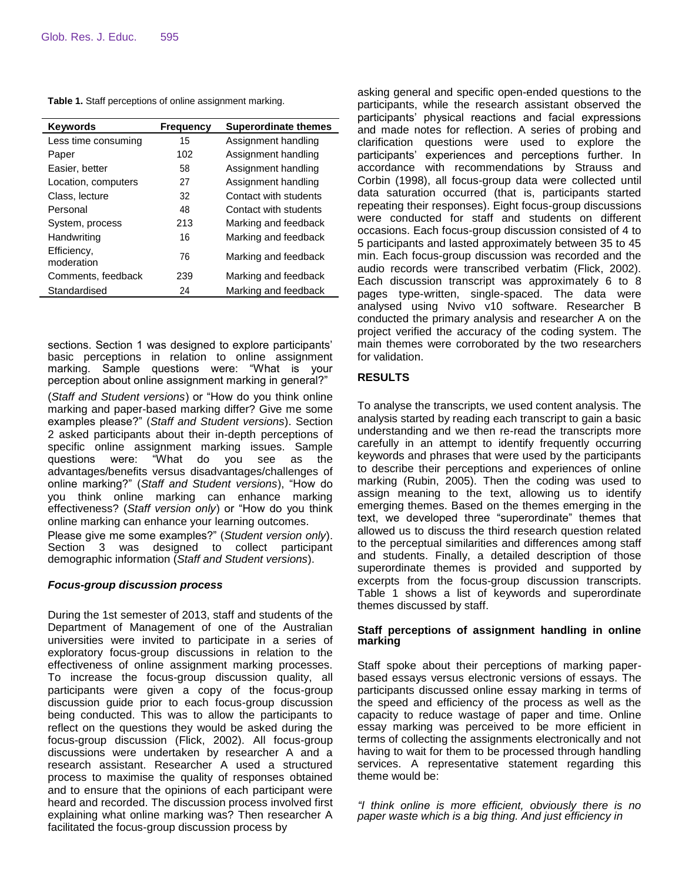**Table 1.** Staff perceptions of online assignment marking.

| Keywords | Frequency | Superordinate themes |
|---|---|---|
| Less time consuming | 15 | Assignment handling |
| Paper | 102 | Assignment handling |
| Easier, better | 58 | Assignment handling |
| Location, computers | 27 | Assignment handling |
| Class, lecture | 32 | Contact with students |
| Personal | 48 | Contact with students |
| System, process | 213 | Marking and feedback |
| Handwriting | 16 | Marking and feedback |
| Efficiency, moderation | 76 | Marking and feedback |
| Comments, feedback | 239 | Marking and feedback |
| Standardised | 24 | Marking and feedback |

sections. Section 1 was designed to explore participants' basic perceptions in relation to online assignment marking. Sample questions were: "What is your perception about online assignment marking in general?" (*Staff and Student versions*) or "How do you think online marking and paper-based marking differ? Give me some examples please?" (*Staff and Student versions*). Section 2 asked participants about their in-depth perceptions of specific online assignment marking issues. Sample questions were: "What do you see as the advantages/benefits versus disadvantages/challenges of online marking?" (*Staff and Student versions*), "How do you think online marking can enhance marking effectiveness? (*Staff version only*) or "How do you think online marking can enhance your learning outcomes. Please give me some examples?" (*Student version only*). Section 3 was designed to collect participant demographic information (*Staff and Student versions*).

### *Focus-group discussion process*

During the 1st semester of 2013, staff and students of the Department of Management of one of the Australian universities were invited to participate in a series of exploratory focus-group discussions in relation to the effectiveness of online assignment marking processes. To increase the focus-group discussion quality, all participants were given a copy of the focus-group discussion guide prior to each focus-group discussion being conducted. This was to allow the participants to reflect on the questions they would be asked during the focus-group discussion (Flick, 2002). All focus-group discussions were undertaken by researcher A and a research assistant. Researcher A used a structured process to maximise the quality of responses obtained and to ensure that the opinions of each participant were heard and recorded. The discussion process involved first explaining what online marking was? Then researcher A facilitated the focus-group discussion process by asking general and specific open-ended questions to the participants, while the research assistant observed the participants' physical reactions and facial expressions and made notes for reflection. A series of probing and clarification questions were used to explore the participants' experiences and perceptions further. In accordance with recommendations by Strauss and Corbin (1998), all focus-group data were collected until data saturation occurred (that is, participants started repeating their responses). Eight focus-group discussions were conducted for staff and students on different occasions. Each focus-group discussion consisted of 4 to 5 participants and lasted approximately between 35 to 45 min. Each focus-group discussion was recorded and the audio records were transcribed verbatim (Flick, 2002). Each discussion transcript was approximately 6 to 8 pages type-written, single-spaced. The data were analysed using Nvivo v10 software. Researcher B conducted the primary analysis and researcher A on the project verified the accuracy of the coding system. The main themes were corroborated by the two researchers for validation.

## RESULTS

To analyse the transcripts, we used content analysis. The analysis started by reading each transcript to gain a basic understanding and we then re-read the transcripts more carefully in an attempt to identify frequently occurring keywords and phrases that were used by the participants to describe their perceptions and experiences of online marking (Rubin, 2005). Then the coding was used to assign meaning to the text, allowing us to identify emerging themes. Based on the themes emerging in the text, we developed three "superordinate" themes that allowed us to discuss the third research question related to the perceptual similarities and differences among staff and students. Finally, a detailed description of those superordinate themes is provided and supported by excerpts from the focus-group discussion transcripts. Table 1 shows a list of keywords and superordinate themes discussed by staff.

### Staff perceptions of assignment handling in online marking

Staff spoke about their perceptions of marking paper-based essays versus electronic versions of essays. The participants discussed online essay marking in terms of the speed and efficiency of the process as well as the capacity to reduce wastage of paper and time. Online essay marking was perceived to be more efficient in terms of collecting the assignments electronically and not having to wait for them to be processed through handling services. A representative statement regarding this theme would be:

*"I think online is more efficient, obviously there is no paper waste which is a big thing. And just efficiency in*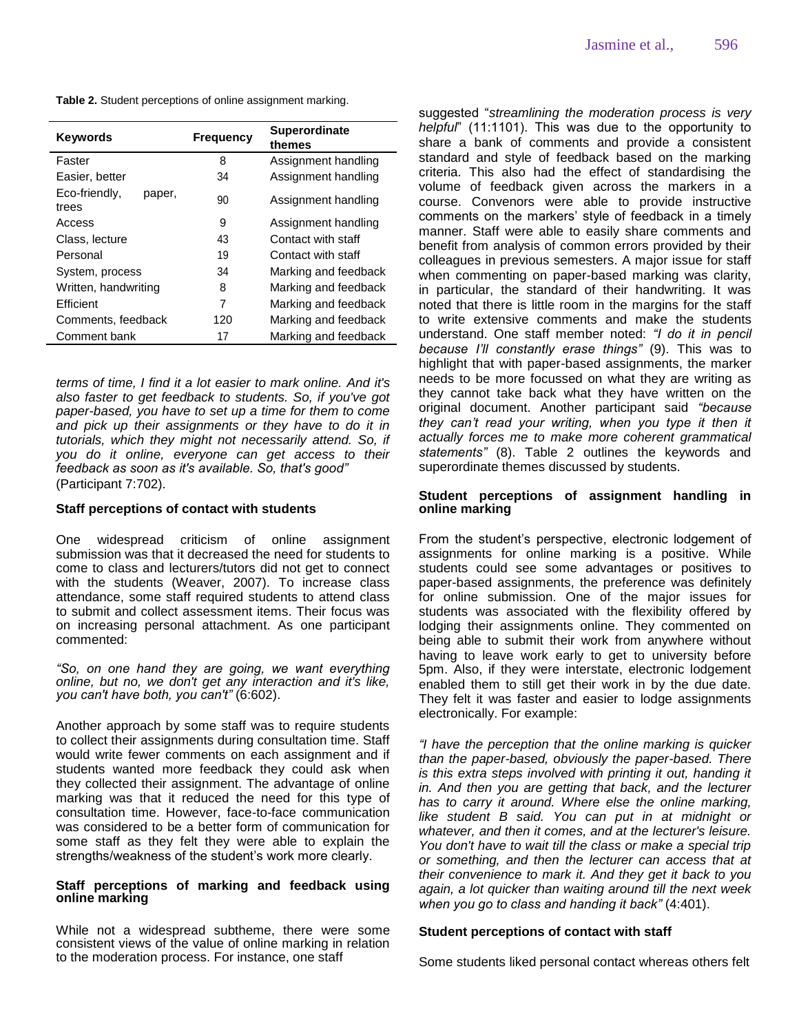**Table 2.** Student perceptions of online assignment marking.

| Keywords | Frequency | Superordinate themes |
|---|---|---|
| Faster | 8 | Assignment handling |
| Easier, better | 34 | Assignment handling |
| Eco-friendly, paper, trees | 90 | Assignment handling |
| Access | 9 | Assignment handling |
| Class, lecture | 43 | Contact with staff |
| Personal | 19 | Contact with staff |
| System, process | 34 | Marking and feedback |
| Written, handwriting | 8 | Marking and feedback |
| Efficient | 7 | Marking and feedback |
| Comments, feedback | 120 | Marking and feedback |
| Comment bank | 17 | Marking and feedback |

*terms of time, I find it a lot easier to mark online. And it's also faster to get feedback to students. So, if you've got paper-based, you have to set up a time for them to come and pick up their assignments or they have to do it in tutorials, which they might not necessarily attend. So, if you do it online, everyone can get access to their feedback as soon as it's available. So, that's good"* (Participant 7:702).

### Staff perceptions of contact with students

One widespread criticism of online assignment submission was that it decreased the need for students to come to class and lecturers/tutors did not get to connect with the students (Weaver, 2007). To increase class attendance, some staff required students to attend class to submit and collect assessment items. Their focus was on increasing personal attachment. As one participant commented:

*"So, on one hand they are going, we want everything online, but no, we don't get any interaction and it's like, you can't have both, you can't"* (6:602).

Another approach by some staff was to require students to collect their assignments during consultation time. Staff would write fewer comments on each assignment and if students wanted more feedback they could ask when they collected their assignment. The advantage of online marking was that it reduced the need for this type of consultation time. However, face-to-face communication was considered to be a better form of communication for some staff as they felt they were able to explain the strengths/weakness of the student's work more clearly.

### Staff perceptions of marking and feedback using online marking

While not a widespread subtheme, there were some consistent views of the value of online marking in relation to the moderation process. For instance, one staff suggested "*streamlining the moderation process is very helpful*" (11:1101). This was due to the opportunity to share a bank of comments and provide a consistent standard and style of feedback based on the marking criteria. This also had the effect of standardising the volume of feedback given across the markers in a course. Convenors were able to provide instructive comments on the markers' style of feedback in a timely manner. Staff were able to easily share comments and benefit from analysis of common errors provided by their colleagues in previous semesters. A major issue for staff when commenting on paper-based marking was clarity, in particular, the standard of their handwriting. It was noted that there is little room in the margins for the staff to write extensive comments and make the students understand. One staff member noted: *"I do it in pencil because I'll constantly erase things"* (9). This was to highlight that with paper-based assignments, the marker needs to be more focussed on what they are writing as they cannot take back what they have written on the original document. Another participant said *"because they can't read your writing, when you type it then it actually forces me to make more coherent grammatical statements"* (8). Table 2 outlines the keywords and superordinate themes discussed by students.

### Student perceptions of assignment handling in online marking

From the student's perspective, electronic lodgement of assignments for online marking is a positive. While students could see some advantages or positives to paper-based assignments, the preference was definitely for online submission. One of the major issues for students was associated with the flexibility offered by lodging their assignments online. They commented on being able to submit their work from anywhere without having to leave work early to get to university before 5pm. Also, if they were interstate, electronic lodgement enabled them to still get their work in by the due date. They felt it was faster and easier to lodge assignments electronically. For example:

*"I have the perception that the online marking is quicker than the paper-based, obviously the paper-based. There is this extra steps involved with printing it out, handing it in. And then you are getting that back, and the lecturer has to carry it around. Where else the online marking, like student B said. You can put in at midnight or whatever, and then it comes, and at the lecturer's leisure. You don't have to wait till the class or make a special trip or something, and then the lecturer can access that at their convenience to mark it. And they get it back to you again, a lot quicker than waiting around till the next week when you go to class and handing it back"* (4:401).

### Student perceptions of contact with staff

Some students liked personal contact whereas others felt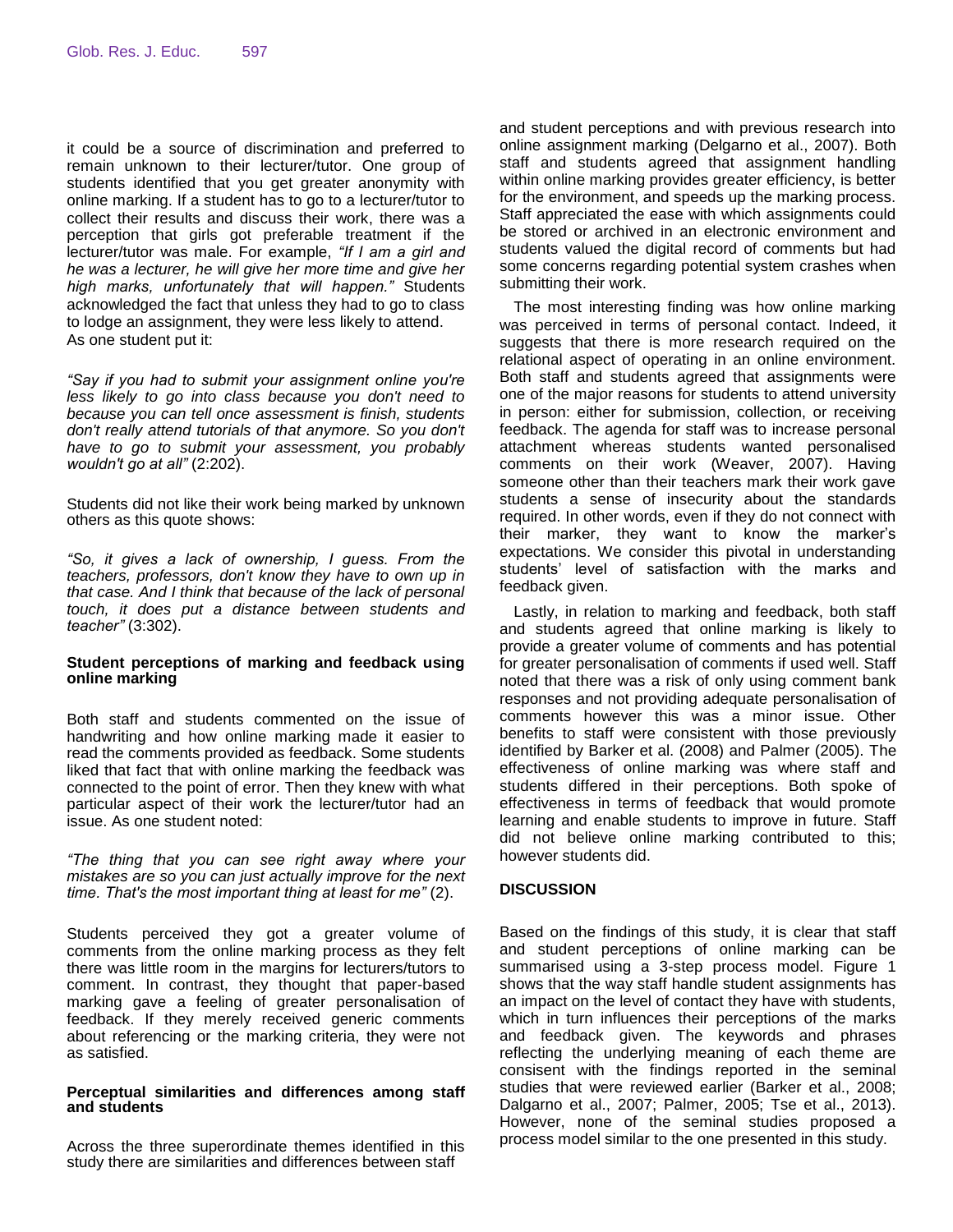it could be a source of discrimination and preferred to remain unknown to their lecturer/tutor. One group of students identified that you get greater anonymity with online marking. If a student has to go to a lecturer/tutor to collect their results and discuss their work, there was a perception that girls got preferable treatment if the lecturer/tutor was male. For example, *"If I am a girl and he was a lecturer, he will give her more time and give her high marks, unfortunately that will happen."* Students acknowledged the fact that unless they had to go to class to lodge an assignment, they were less likely to attend. As one student put it:

*"Say if you had to submit your assignment online you're less likely to go into class because you don't need to because you can tell once assessment is finish, students don't really attend tutorials of that anymore. So you don't have to go to submit your assessment, you probably wouldn't go at all"* (2:202).

Students did not like their work being marked by unknown others as this quote shows:

*"So, it gives a lack of ownership, I guess. From the teachers, professors, don't know they have to own up in that case. And I think that because of the lack of personal touch, it does put a distance between students and teacher"* (3:302).

### Student perceptions of marking and feedback using online marking

Both staff and students commented on the issue of handwriting and how online marking made it easier to read the comments provided as feedback. Some students liked that fact that with online marking the feedback was connected to the point of error. Then they knew with what particular aspect of their work the lecturer/tutor had an issue. As one student noted:

*"The thing that you can see right away where your mistakes are so you can just actually improve for the next time. That's the most important thing at least for me"* (2).

Students perceived they got a greater volume of comments from the online marking process as they felt there was little room in the margins for lecturers/tutors to comment. In contrast, they thought that paper-based marking gave a feeling of greater personalisation of feedback. If they merely received generic comments about referencing or the marking criteria, they were not as satisfied.

### Perceptual similarities and differences among staff and students

Across the three superordinate themes identified in this study there are similarities and differences between staff and student perceptions and with previous research into online assignment marking (Delgarno et al., 2007). Both staff and students agreed that assignment handling within online marking provides greater efficiency, is better for the environment, and speeds up the marking process. Staff appreciated the ease with which assignments could be stored or archived in an electronic environment and students valued the digital record of comments but had some concerns regarding potential system crashes when submitting their work.

The most interesting finding was how online marking was perceived in terms of personal contact. Indeed, it suggests that there is more research required on the relational aspect of operating in an online environment. Both staff and students agreed that assignments were one of the major reasons for students to attend university in person: either for submission, collection, or receiving feedback. The agenda for staff was to increase personal attachment whereas students wanted personalised comments on their work (Weaver, 2007). Having someone other than their teachers mark their work gave students a sense of insecurity about the standards required. In other words, even if they do not connect with their marker, they want to know the marker's expectations. We consider this pivotal in understanding students' level of satisfaction with the marks and feedback given.

Lastly, in relation to marking and feedback, both staff and students agreed that online marking is likely to provide a greater volume of comments and has potential for greater personalisation of comments if used well. Staff noted that there was a risk of only using comment bank responses and not providing adequate personalisation of comments however this was a minor issue. Other benefits to staff were consistent with those previously identified by Barker et al. (2008) and Palmer (2005). The effectiveness of online marking was where staff and students differed in their perceptions. Both spoke of effectiveness in terms of feedback that would promote learning and enable students to improve in future. Staff did not believe online marking contributed to this; however students did.

## DISCUSSION

Based on the findings of this study, it is clear that staff and student perceptions of online marking can be summarised using a 3-step process model. Figure 1 shows that the way staff handle student assignments has an impact on the level of contact they have with students, which in turn influences their perceptions of the marks and feedback given. The keywords and phrases reflecting the underlying meaning of each theme are consisent with the findings reported in the seminal studies that were reviewed earlier (Barker et al., 2008; Dalgarno et al., 2007; Palmer, 2005; Tse et al., 2013). However, none of the seminal studies proposed a process model similar to the one presented in this study.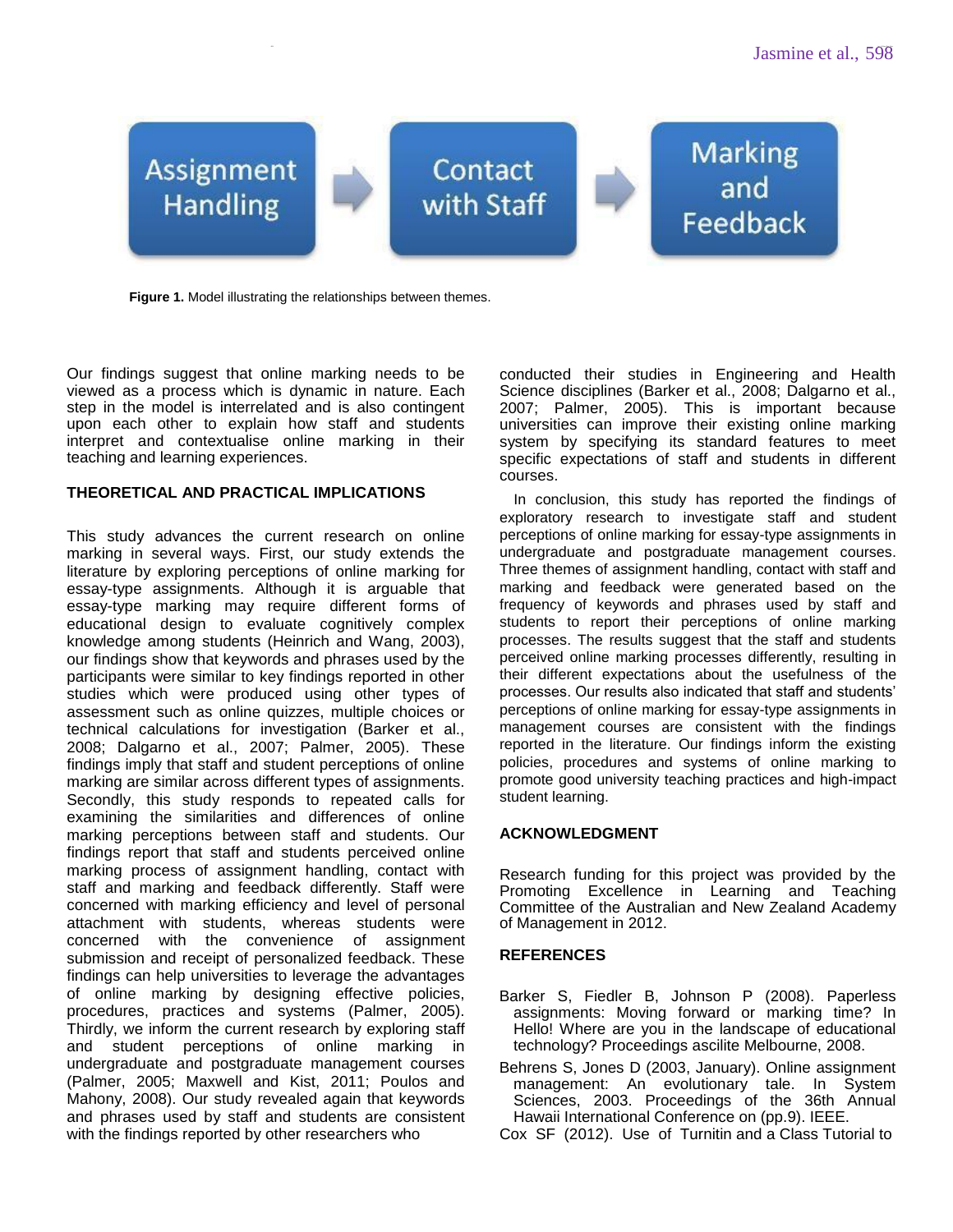Assignment Handling → Contact with Staff → Marking and Feedback

**Figure 1.** Model illustrating the relationships between themes.

Our findings suggest that online marking needs to be viewed as a process which is dynamic in nature. Each step in the model is interrelated and is also contingent upon each other to explain how staff and students interpret and contextualise online marking in their teaching and learning experiences.

## THEORETICAL AND PRACTICAL IMPLICATIONS

This study advances the current research on online marking in several ways. First, our study extends the literature by exploring perceptions of online marking for essay-type assignments. Although it is arguable that essay-type marking may require different forms of educational design to evaluate cognitively complex knowledge among students (Heinrich and Wang, 2003), our findings show that keywords and phrases used by the participants were similar to key findings reported in other studies which were produced using other types of assessment such as online quizzes, multiple choices or technical calculations for investigation (Barker et al., 2008; Dalgarno et al., 2007; Palmer, 2005). These findings imply that staff and student perceptions of online marking are similar across different types of assignments. Secondly, this study responds to repeated calls for examining the similarities and differences of online marking perceptions between staff and students. Our findings report that staff and students perceived online marking process of assignment handling, contact with staff and marking and feedback differently. Staff were concerned with marking efficiency and level of personal attachment with students, whereas students were concerned with the convenience of assignment submission and receipt of personalized feedback. These findings can help universities to leverage the advantages of online marking by designing effective policies, procedures, practices and systems (Palmer, 2005). Thirdly, we inform the current research by exploring staff and student perceptions of online marking in undergraduate and postgraduate management courses (Palmer, 2005; Maxwell and Kist, 2011; Poulos and Mahony, 2008). Our study revealed again that keywords and phrases used by staff and students are consistent with the findings reported by other researchers who conducted their studies in Engineering and Health Science disciplines (Barker et al., 2008; Dalgarno et al., 2007; Palmer, 2005). This is important because universities can improve their existing online marking system by specifying its standard features to meet specific expectations of staff and students in different courses.

In conclusion, this study has reported the findings of exploratory research to investigate staff and student perceptions of online marking for essay-type assignments in undergraduate and postgraduate management courses. Three themes of assignment handling, contact with staff and marking and feedback were generated based on the frequency of keywords and phrases used by staff and students to report their perceptions of online marking processes. The results suggest that the staff and students perceived online marking processes differently, resulting in their different expectations about the usefulness of the processes. Our results also indicated that staff and students' perceptions of online marking for essay-type assignments in management courses are consistent with the findings reported in the literature. Our findings inform the existing policies, procedures and systems of online marking to promote good university teaching practices and high-impact student learning.

## ACKNOWLEDGMENT

Research funding for this project was provided by the Promoting Excellence in Learning and Teaching Committee of the Australian and New Zealand Academy of Management in 2012.

## REFERENCES

Barker S, Fiedler B, Johnson P (2008). Paperless assignments: Moving forward or marking time? In Hello! Where are you in the landscape of educational technology? Proceedings ascilite Melbourne, 2008.

Behrens S, Jones D (2003, January). Online assignment management: An evolutionary tale. In System Sciences, 2003. Proceedings of the 36th Annual Hawaii International Conference on (pp.9). IEEE.

Cox SF (2012). Use of Turnitin and a Class Tutorial to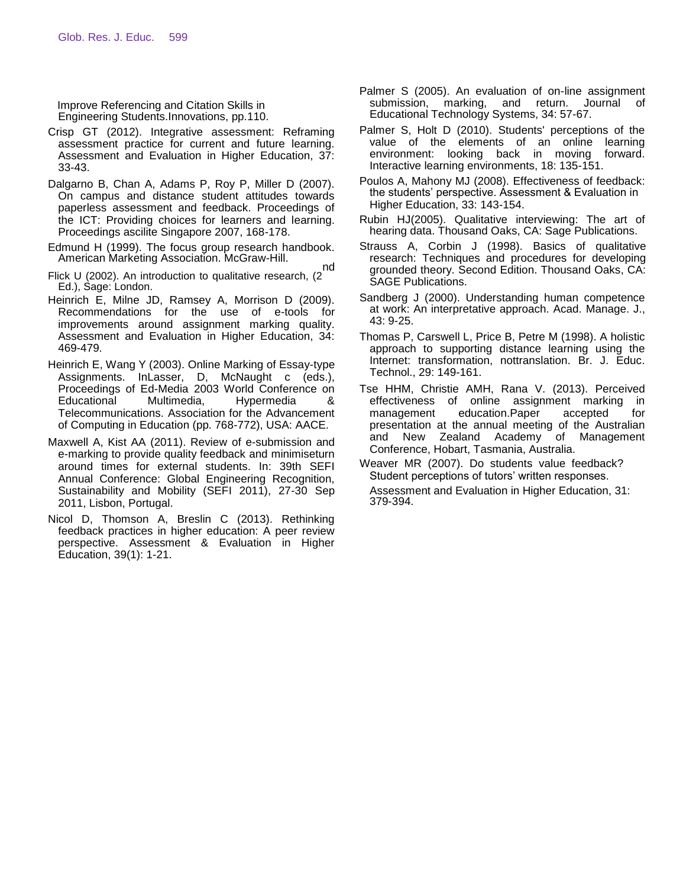Improve Referencing and Citation Skills in Engineering Students.Innovations, pp.110.

Crisp GT (2012). Integrative assessment: Reframing assessment practice for current and future learning. Assessment and Evaluation in Higher Education, 37: 33-43.

Dalgarno B, Chan A, Adams P, Roy P, Miller D (2007). On campus and distance student attitudes towards paperless assessment and feedback. Proceedings of the ICT: Providing choices for learners and learning. Proceedings ascilite Singapore 2007, 168-178.

Edmund H (1999). The focus group research handbook. American Marketing Association. McGraw-Hill.

Flick U (2002). An introduction to qualitative research, (2nd Ed.), Sage: London.

Heinrich E, Milne JD, Ramsey A, Morrison D (2009). Recommendations for the use of e-tools for improvements around assignment marking quality. Assessment and Evaluation in Higher Education, 34: 469-479.

Heinrich E, Wang Y (2003). Online Marking of Essay-type Assignments. InLasser, D, McNaught c (eds.), Proceedings of Ed-Media 2003 World Conference on Educational Multimedia, Hypermedia & Telecommunications. Association for the Advancement of Computing in Education (pp. 768-772), USA: AACE.

Maxwell A, Kist AA (2011). Review of e-submission and e-marking to provide quality feedback and minimiseturn around times for external students. In: 39th SEFI Annual Conference: Global Engineering Recognition, Sustainability and Mobility (SEFI 2011), 27-30 Sep 2011, Lisbon, Portugal.

Nicol D, Thomson A, Breslin C (2013). Rethinking feedback practices in higher education: A peer review perspective. Assessment & Evaluation in Higher Education, 39(1): 1-21.

Palmer S (2005). An evaluation of on-line assignment submission, marking, and return. Journal of Educational Technology Systems, 34: 57-67.

Palmer S, Holt D (2010). Students' perceptions of the value of the elements of an online learning environment: looking back in moving forward. Interactive learning environments, 18: 135-151.

Poulos A, Mahony MJ (2008). Effectiveness of feedback: the students' perspective. Assessment & Evaluation in Higher Education, 33: 143-154.

Rubin HJ(2005). Qualitative interviewing: The art of hearing data. Thousand Oaks, CA: Sage Publications.

Strauss A, Corbin J (1998). Basics of qualitative research: Techniques and procedures for developing grounded theory. Second Edition. Thousand Oaks, CA: SAGE Publications.

Sandberg J (2000). Understanding human competence at work: An interpretative approach. Acad. Manage. J., 43: 9-25.

Thomas P, Carswell L, Price B, Petre M (1998). A holistic approach to supporting distance learning using the Internet: transformation, nottranslation. Br. J. Educ. Technol., 29: 149-161.

Tse HHM, Christie AMH, Rana V. (2013). Perceived effectiveness of online assignment marking in management education.Paper accepted for presentation at the annual meeting of the Australian and New Zealand Academy of Management Conference, Hobart, Tasmania, Australia.

Weaver MR (2007). Do students value feedback? Student perceptions of tutors' written responses. Assessment and Evaluation in Higher Education, 31: 379-394.